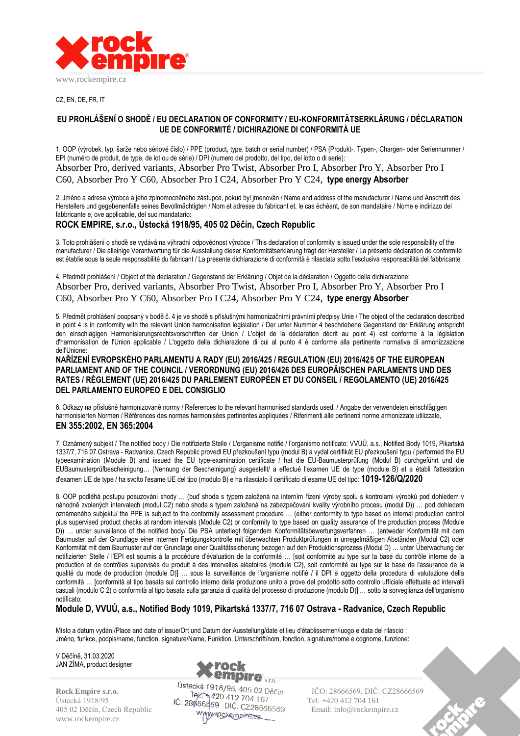www.rockempire.cz

CZ, EN, DE, FR, IT

## EU PROHLÁŠENÍ O SHODĚ / EU DECLARATION OF CONFORMITY / EU-KONFORMITÄTSERKLÄRUNG / DÉCLARATION UE DE CONFORMITÉ / DICHIRAZIONE DI CONFORMITÀ UE

1. OOP (výrobek, typ, šarže nebo sériové číslo) / PPE (product, type, batch or serial number) / PSA (Produkt-, Typen-, Chargen- oder Seriennummer / EPI (numéro de produit, de type, de lot ou de série) / DPI (numero del prodotto, del tipo, del lotto o di serie):
Absorber Pro, derived variants, Absorber Pro Twist, Absorber Pro I, Absorber Pro Y, Absorber Pro I C60, Absorber Pro Y C60, Absorber Pro I C24, Absorber Pro Y C24, **type energy Absorber**

2. Jméno a adresa výrobce a jeho zplnomocněného zástupce, pokud byl jmenován / Name and address of the manufacturer / Name und Anschrift des Herstellers und gegebenenfalls seines Bevollmächtigten / Nom et adresse du fabricant et, le cas échéant, de son mandataire / Nome e indirizzo del fabbricante e, ove applicabile, del suo mandatario:
**ROCK EMPIRE, s.r.o., Ústecká 1918/95, 405 02 Děčín, Czech Republic**

3. Toto prohlášení o shodě se vydává na výhradní odpovědnost výrobce / This declaration of conformity is issued under the sole responsibility of the manufacturer / Die alleinige Verantwortung für die Ausstellung dieser Konformitätserklärung trägt der Hersteller / La présente déclaration de conformité est établie sous la seule responsabilité du fabricant / La presente dichiarazione di conformità è rilasciata sotto l'esclusiva responsabilità del fabbricante

4. Předmět prohlášení / Object of the declaration / Gegenstand der Erklärung / Objet de la déclaration / Oggetto della dichiarazione:
Absorber Pro, derived variants, Absorber Pro Twist, Absorber Pro I, Absorber Pro Y, Absorber Pro I C60, Absorber Pro Y C60, Absorber Pro I C24, Absorber Pro Y C24, **type energy Absorber**

5. Předmět prohlášení popsaný v bodě č. 4 je ve shodě s příslušnými harmonizačními právními předpisy Unie / The object of the declaration described in point 4 is in conformity with the relevant Union harmonisation legislation / Der unter Nummer 4 beschriebene Gegenstand der Erklärung entspricht den einschlägigen Harmonisierungsrechtsvorschriften der Union / L'objet de la déclaration décrit au point 4) est conforme à la législation d'harmonisation de l'Union applicable / L'oggetto della dichiarazione di cui al punto 4 è conforme alla pertinente normativa di armonizzazione dell'Unione:
**NAŘÍZENÍ EVROPSKÉHO PARLAMENTU A RADY (EU) 2016/425 / REGULATION (EU) 2016/425 OF THE EUROPEAN PARLIAMENT AND OF THE COUNCIL / VERORDNUNG (EU) 2016/426 DES EUROPÄISCHEN PARLAMENTS UND DES RATES / RÈGLEMENT (UE) 2016/425 DU PARLEMENT EUROPÉEN ET DU CONSEIL / REGOLAMENTO (UE) 2016/425 DEL PARLAMENTO EUROPEO E DEL CONSIGLIO**

6. Odkazy na příslušné harmonizované normy / References to the relevant harmonised standards used, / Angabe der verwendeten einschlägigen harmonisierten Normen / Références des normes harmonisées pertinentes appliquées / Riferimenti alle pertinenti norme armonizzate utilizzate,
**EN 355:2002, EN 365:2004**

7. Oznámený subjekt / The notified body / Die notifizierte Stelle / L'organisme notifié / l'organismo notificato: VVUÚ, a.s., Notified Body 1019, Pikartská 1337/7, 716 07 Ostrava - Radvanice, Czech Republic provedl EU přezkoušení typu (modul B) a vydal certifikát EU přezkoušení typu / performed the EU typeexamination (Module B) and issued the EU type-examination certificate / hat die EU-Baumusterprüfung (Modul B) durchgeführt und die EUBaumusterprüfbescheinigung… (Nennung der Bescheinigung) ausgestellt/ a effectué l'examen UE de type (module B) et a établi l'attestation d'examen UE de type / ha svolto l'esame UE del tipo (modulo B) e ha rilasciato il certificato di esame UE del tipo: **1019-126/Q/2020**

8. OOP podléhá postupu posuzování shody … (buď shoda s typem založená na interním řízení výroby spolu s kontrolami výrobků pod dohledem v náhodně zvolených intervalech (modul C2) nebo shoda s typem založená na zabezpečování kvality výrobního procesu (modul D)) … pod dohledem oznámeného subjektu/ the PPE is subject to the conformity assessment procedure … (either conformity to type based on internal production control plus supervised product checks at random intervals (Module C2) or conformity to type based on quality assurance of the production process (Module D)) … under surveillance of the notified body/ Die PSA unterliegt folgendem Konformitätsbewertungsverfahren … (entweder Konformität mit dem Baumuster auf der Grundlage einer internen Fertigungskontrolle mit überwachten Produktprüfungen in unregelmäßigen Abständen (Modul C2) oder Konformität mit dem Baumuster auf der Grundlage einer Qualitätssicherung bezogen auf den Produktionsprozess (Modul D) … unter Überwachung der notifizierten Stelle / l'EPI est soumis à la procédure d'évaluation de la conformité … [soit conformité au type sur la base du contrôle interne de la production et de contrôles supervisés du produit à des intervalles aléatoires (module C2), soit conformité au type sur la base de l'assurance de la qualité du mode de production (module D)] … sous la surveillance de l'organisme notifié / il DPI è oggetto della procedura di valutazione della conformità … [conformità al tipo basata sul controllo interno della produzione unito a prove del prodotto sotto controllo ufficiale effettuate ad intervalli casuali (modulo C 2) o conformità al tipo basata sulla garanzia di qualità del processo di produzione (modulo D)] … sotto la sorveglianza dell'organismo notificato:
**Module D, VVUÚ, a.s., Notified Body 1019, Pikartská 1337/7, 716 07 Ostrava - Radvanice, Czech Republic**

Místo a datum vydání/Place and date of issue/Ort und Datum der Ausstellung/date et lieu d'établissemen/luogo e data del rilascio :
Jméno, funkce, podpis/name, function, signature/Name, Funktion, Unterschrift/nom, fonction, signature/nome e cognome, funzione:

V Děčíně, 31.03.2020
JAN ZÍMA, product designer

Rock Empire s.r.o., Ústecká 1918/95, 405 02 Děčín, Tel: +420 412 704 161, IČ: 28666569 DIČ: CZ28666569, www.rockempire.cz

**Rock Empire s.r.o.**
Ústecká 1918/95
405 02 Děčín, Czech Republic
www.rockempire.cz

IČO: 28666569, DIČ: CZ28666569
Tel: +420 412 704 161
Email: info@rockempire.cz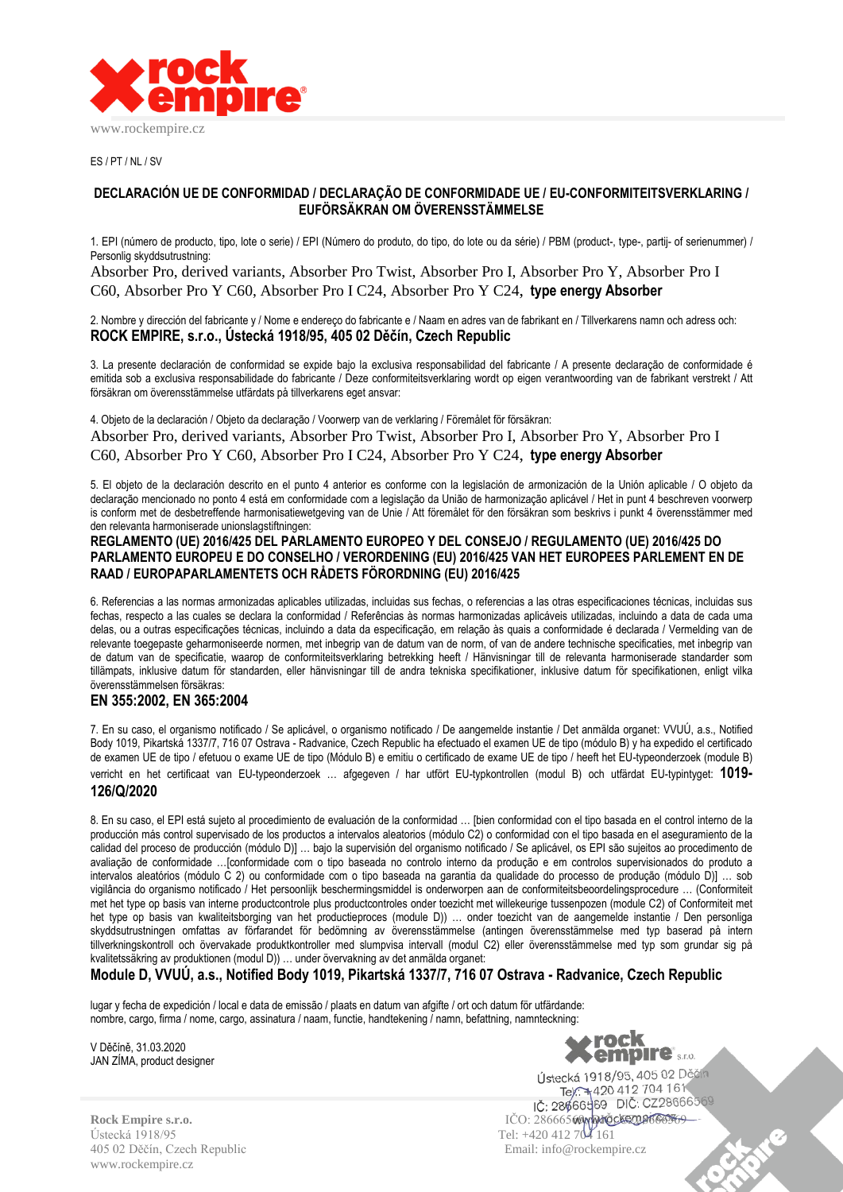www.rockempire.cz

ES / PT / NL / SV

## DECLARACIÓN UE DE CONFORMIDAD / DECLARAÇÃO DE CONFORMIDADE UE / EU-CONFORMITEITSVERKLARING / EUFÖRSÄKRAN OM ÖVERENSSTÄMMELSE

1. EPI (número de producto, tipo, lote o serie) / EPI (Número do produto, do tipo, do lote ou da série) / PBM (product-, type-, partij- of serienummer) / Personlig skyddsutrustning:

Absorber Pro, derived variants, Absorber Pro Twist, Absorber Pro I, Absorber Pro Y, Absorber Pro I C60, Absorber Pro Y C60, Absorber Pro I C24, Absorber Pro Y C24, **type energy Absorber**

2. Nombre y dirección del fabricante y / Nome e endereço do fabricante e / Naam en adres van de fabrikant en / Tillverkarens namn och adress och:

**ROCK EMPIRE, s.r.o., Ústecká 1918/95, 405 02 Děčín, Czech Republic**

3. La presente declaración de conformidad se expide bajo la exclusiva responsabilidad del fabricante / A presente declaração de conformidade é emitida sob a exclusiva responsabilidade do fabricante / Deze conformiteitsverklaring wordt op eigen verantwoording van de fabrikant verstrekt / Att försäkran om överensstämmelse utfärdats på tillverkarens eget ansvar:

4. Objeto de la declaración / Objeto da declaração / Voorwerp van de verklaring / Föremålet för försäkran:

Absorber Pro, derived variants, Absorber Pro Twist, Absorber Pro I, Absorber Pro Y, Absorber Pro I C60, Absorber Pro Y C60, Absorber Pro I C24, Absorber Pro Y C24, **type energy Absorber**

5. El objeto de la declaración descrito en el punto 4 anterior es conforme con la legislación de armonización de la Unión aplicable / O objeto da declaração mencionado no ponto 4 está em conformidade com a legislação da União de harmonização aplicável / Het in punt 4 beschreven voorwerp is conform met de desbetreffende harmonisatiewetgeving van de Unie / Att föremålet för den försäkran som beskrivs i punkt 4 överensstämmer med den relevanta harmoniserade unionslagstiftningen:

**REGLAMENTO (UE) 2016/425 DEL PARLAMENTO EUROPEO Y DEL CONSEJO / REGULAMENTO (UE) 2016/425 DO PARLAMENTO EUROPEU E DO CONSELHO / VERORDENING (EU) 2016/425 VAN HET EUROPEES PARLEMENT EN DE RAAD / EUROPAPARLAMENTETS OCH RÅDETS FÖRORDNING (EU) 2016/425**

6. Referencias a las normas armonizadas aplicables utilizadas, incluidas sus fechas, o referencias a las otras especificaciones técnicas, incluidas sus fechas, respecto a las cuales se declara la conformidad / Referências às normas harmonizadas aplicáveis utilizadas, incluindo a data de cada uma delas, ou a outras especificações técnicas, incluindo a data da especificação, em relação às quais a conformidade é declarada / Vermelding van de relevante toegepaste geharmoniseerde normen, met inbegrip van de datum van de norm, of van de andere technische specificaties, met inbegrip van de datum van de specificatie, waarop de conformiteitsverklaring betrekking heeft / Hänvisningar till de relevanta harmoniserade standarder som tillämpats, inklusive datum för standarden, eller hänvisningar till de andra tekniska specifikationer, inklusive datum för specifikationen, enligt vilka överensstämmelsen försäkras:

**EN 355:2002, EN 365:2004**

7. En su caso, el organismo notificado / Se aplicável, o organismo notificado / De aangemelde instantie / Det anmälda organet: VVUÚ, a.s., Notified Body 1019, Pikartská 1337/7, 716 07 Ostrava - Radvanice, Czech Republic ha efectuado el examen UE de tipo (módulo B) y ha expedido el certificado de examen UE de tipo / efetuou o exame UE de tipo (Módulo B) e emitiu o certificado de exame UE de tipo / heeft het EU-typeonderzoek (module B) verricht en het certificaat van EU-typeonderzoek … afgegeven / har utfört EU-typkontrollen (modul B) och utfärdat EU-typintyget: **1019-126/Q/2020**

8. En su caso, el EPI está sujeto al procedimiento de evaluación de la conformidad … [bien conformidad con el tipo basada en el control interno de la producción más control supervisado de los productos a intervalos aleatorios (módulo C2) o conformidad con el tipo basada en el aseguramiento de la calidad del proceso de producción (módulo D)] … bajo la supervisión del organismo notificado / Se aplicável, os EPI são sujeitos ao procedimento de avaliação de conformidade …[conformidade com o tipo baseada no controlo interno da produção e em controlos supervisionados do produto a intervalos aleatórios (módulo C 2) ou conformidade com o tipo baseada na garantia da qualidade do processo de produção (módulo D)] … sob vigilância do organismo notificado / Het persoonlijk beschermingsmiddel is onderworpen aan de conformiteitsbeoordelingsprocedure … (Conformiteit met het type op basis van interne productcontrole plus productcontroles onder toezicht met willekeurige tussenpozen (module C2) of Conformiteit met het type op basis van kwaliteitsborging van het productieproces (module D)) … onder toezicht van de aangemelde instantie / Den personliga skyddsutrustningen omfattas av förfarandet för bedömning av överensstämmelse (antingen överensstämmelse med typ baserad på intern tillverkningskontroll och övervakade produktkontroller med slumpvisa intervall (modul C2) eller överensstämmelse med typ som grundar sig på kvalitetssäkring av produktionen (modul D)) … under övervakning av det anmälda organet:

**Module D, VVUÚ, a.s., Notified Body 1019, Pikartská 1337/7, 716 07 Ostrava - Radvanice, Czech Republic**

lugar y fecha de expedición / local e data de emissão / plaats en datum van afgifte / ort och datum för utfärdande:
nombre, cargo, firma / nome, cargo, assinatura / naam, functie, handtekening / namn, befattning, namnteckning:

V Děčíně, 31.03.2020
JAN ZÍMA, product designer

rock empire s.r.o.
Ústecká 1918/95, 405 02 Děčín
Tel.: +420 412 704 161
IČ: 28666569 DIČ: CZ28666569

**Rock Empire s.r.o.**
Ústecká 1918/95
405 02 Děčín, Czech Republic
www.rockempire.cz

IČO: 28666569 DIČ: CZ28666569
Tel: +420 412 704 161
Email: info@rockempire.cz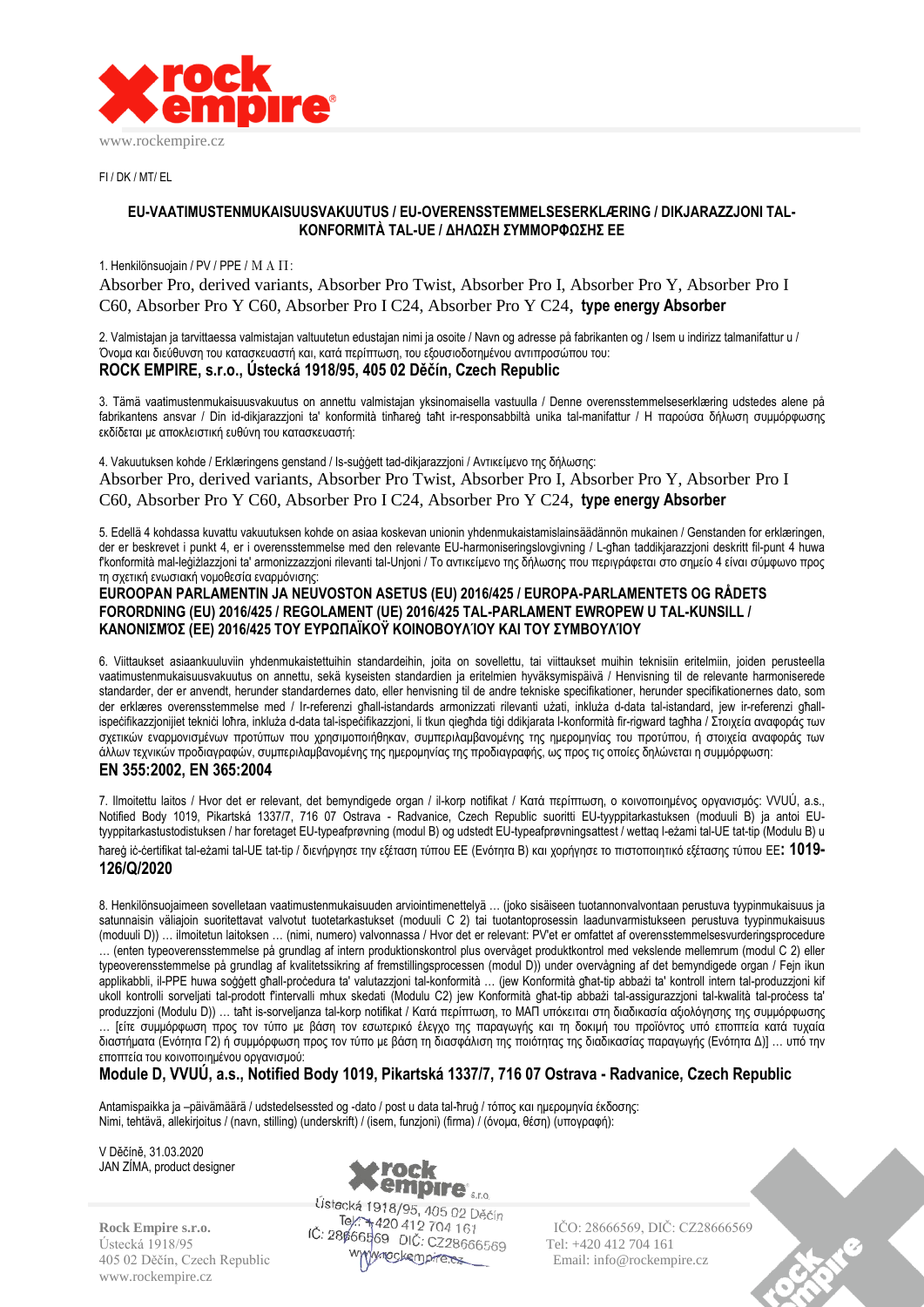FI / DK / MT/ EL

## EU-VAATIMUSTENMUKAISUUSVAKUUTUS / EU-OVERENSSTEMMELSESERKLÆRING / DIKJARAZZJONI TAL-KONFORMITÀ TAL-UE / ΔΗΛΩΣΗ ΣΥΜΜΟΡΦΩΣΗΣ ΕΕ

1. Henkilönsuojain / PV / PPE / Μ Α Π:

Absorber Pro, derived variants, Absorber Pro Twist, Absorber Pro I, Absorber Pro Y, Absorber Pro I C60, Absorber Pro Y C60, Absorber Pro I C24, Absorber Pro Y C24, **type energy Absorber**

2. Valmistajan ja tarvittaessa valmistajan valtuutetun edustajan nimi ja osoite / Navn og adresse på fabrikanten og / Isem u indirizz talmanifattur u / Όνομα και διεύθυνση του κατασκευαστή και, κατά περίπτωση, του εξουσιοδοτημένου αντιπροσώπου του:

**ROCK EMPIRE, s.r.o., Ústecká 1918/95, 405 02 Děčín, Czech Republic**

3. Tämä vaatimustenmukaisuusvakuutus on annettu valmistajan yksinomaisella vastuulla / Denne overensstemmelseserklæring udstedes alene på fabrikantens ansvar / Din id-dikjarazzjoni ta' konformità tinħareġ taħt ir-responsabbiltà unika tal-manifattur / Η παρούσα δήλωση συμμόρφωσης εκδίδεται με αποκλειστική ευθύνη του κατασκευαστή:

4. Vakuutuksen kohde / Erklæringens genstand / Is-suġġett tad-dikjarazzjoni / Αντικείμενο της δήλωσης:

Absorber Pro, derived variants, Absorber Pro Twist, Absorber Pro I, Absorber Pro Y, Absorber Pro I C60, Absorber Pro Y C60, Absorber Pro I C24, Absorber Pro Y C24, **type energy Absorber**

5. Edellä 4 kohdassa kuvattu vakuutuksen kohde on asiaa koskevan unionin yhdenmukaistamislainsäädännön mukainen / Genstanden for erklæringen, der er beskrevet i punkt 4, er i overensstemmelse med den relevante EU-harmoniseringslovgivning / L-għan taddikjarazzjoni deskritt fil-punt 4 huwa f'konformità mal-leġiżlazzjoni ta' armonizzazzjoni rilevanti tal-Unjoni / Το αντικείμενο της δήλωσης που περιγράφεται στο σημείο 4 είναι σύμφωνο προς τη σχετική ενωσιακή νομοθεσία εναρμόνισης:

**EUROOPAN PARLAMENTIN JA NEUVOSTON ASETUS (EU) 2016/425 / EUROPA-PARLAMENTETS OG RÅDETS FORORDNING (EU) 2016/425 / REGOLAMENT (UE) 2016/425 TAL-PARLAMENT EWROPEW U TAL-KUNSILL / ΚΑΝΟΝΙΣΜΌΣ (ΕΕ) 2016/425 ΤΟΥ ΕΥΡΩΠΑΪΚΟΫ ΚΟΙΝΟΒΟΥΛΊΟΥ ΚΑΙ ΤΟΥ ΣΥΜΒΟΥΛΊΟΥ**

6. Viittaukset asiaankuuluviin yhdenmukaistettuihin standardeihin, joita on sovellettu, tai viittaukset muihin teknisiin eritelmiin, joiden perusteella vaatimustenmukaisuusvakuutus on annettu, sekä kyseisten standardien ja eritelmien hyväksymispäivä / Henvisning til de relevante harmoniserede standarder, der er anvendt, herunder standardernes dato, eller henvisning til de andre tekniske specifikationer, herunder specifikationernes dato, som der erklæres overensstemmelse med / Ir-referenzi għall-istandards armonizzati rilevanti użati, inkluża d-data tal-istandard, jew ir-referenzi għall-ispeċifikazzjonijiet tekniċi loħra, inkluża d-data tal-ispeċifikazzjoni, li tkun qiegħda tiġi ddikjarata l-konformità fir-rigward tagħha / Στοιχεία αναφοράς των σχετικών εναρμονισμένων προτύπων που χρησιμοποιήθηκαν, συμπεριλαμβανομένης της ημερομηνίας του προτύπου, ή στοιχεία αναφοράς των άλλων τεχνικών προδιαγραφών, συμπεριλαμβανομένης της ημερομηνίας της προδιαγραφής, ως προς τις οποίες δηλώνεται η συμμόρφωση:

**EN 355:2002, EN 365:2004**

7. Ilmoitettu laitos / Hvor det er relevant, det bemyndigede organ / il-korp notifikat / Κατά περίπτωση, ο κοινοποιημένος οργανισμός: VVUÚ, a.s., Notified Body 1019, Pikartská 1337/7, 716 07 Ostrava - Radvanice, Czech Republic suoritti EU-tyyppitarkastuksen (moduuli B) ja antoi EU-tyyppitarkastustodistuksen / har foretaget EU-typeafprøvning (modul B) og udstedt EU-typeafprøvningsattest / wettaq l-eżami tal-UE tat-tip (Modulu B) u ħareġ iċ-ċertifikat tal-eżami tal-UE tat-tip / διενήργησε την εξέταση τύπου ΕΕ (Ενότητα Β) και χορήγησε το πιστοποιητικό εξέτασης τύπου ΕΕ**: 1019-126/Q/2020**

8. Henkilönsuojaimeen sovelletaan vaatimustenmukaisuuden arviointimenettelyä … (joko sisäiseen tuotannonvalvontaan perustuva tyypinmukaisuus ja satunnaisin väliajoin suoritettavat valvotut tuotetarkastukset (moduuli C 2) tai tuotantoprosessin laadunvarmistukseen perustuva tyypinmukaisuus (moduuli D)) … ilmoitetun laitoksen … (nimi, numero) valvonnassa / Hvor det er relevant: PV'et er omfattet af overensstemmelsesvurderingsprocedure … (enten typeoverensstemmelse på grundlag af intern produktionskontrol plus overvåget produktkontrol med vekslende mellemrum (modul C 2) eller typeoverensstemmelse på grundlag af kvalitetssikring af fremstillingsprocessen (modul D)) under overvågning af det bemyndigede organ / Fejn ikun applikabbli, il-PPE huwa soġġett għall-proċedura ta' valutazzjoni tal-konformità … (jew Konformità għat-tip abbażi ta' kontroll intern tal-produzzjoni kif ukoll kontrolli sorveljati tal-prodott f'intervalli mhux skedati (Modulu C2) jew Konformità għat-tip abbażi tal-assigurazzjoni tal-kwalità tal-proċess ta' produzzjoni (Modulu D)) … taħt is-sorveljanza tal-korp notifikat / Κατά περίπτωση, το ΜΑΠ υπόκειται στη διαδικασία αξιολόγησης της συμμόρφωσης … [είτε συμμόρφωση προς τον τύπο με βάση τον εσωτερικό έλεγχο της παραγωγής και τη δοκιμή του προϊόντος υπό εποπτεία κατά τυχαία διαστήματα (Ενότητα Γ2) ή συμμόρφωση προς τον τύπο με βάση τη διασφάλιση της ποιότητας της διαδικασίας παραγωγής (Ενότητα Δ)] … υπό την εποπτεία του κοινοποιημένου οργανισμού:

**Module D, VVUÚ, a.s., Notified Body 1019, Pikartská 1337/7, 716 07 Ostrava - Radvanice, Czech Republic**

Antamispaikka ja –päivämäärä / udstedelsessted og -dato / post u data tal-ħruġ / τόπος και ημερομηνία έκδοσης:
Nimi, tehtävä, allekirjoitus / (navn, stilling) (underskrift) / (isem, funzjoni) (firma) / (όνομα, θέση) (υπογραφή):

V Děčíně, 31.03.2020
JAN ZÍMA, product designer

Rock Empire s.r.o., Ústecká 1918/95, 405 02 Děčín, Tel: +420 412 704 161, IČ: 28666569 DIČ: CZ28666569, www.rockempire.cz

**Rock Empire s.r.o.**
Ústecká 1918/95
405 02 Děčín, Czech Republic
www.rockempire.cz

IČO: 28666569, DIČ: CZ28666569
Tel: +420 412 704 161
Email: info@rockempire.cz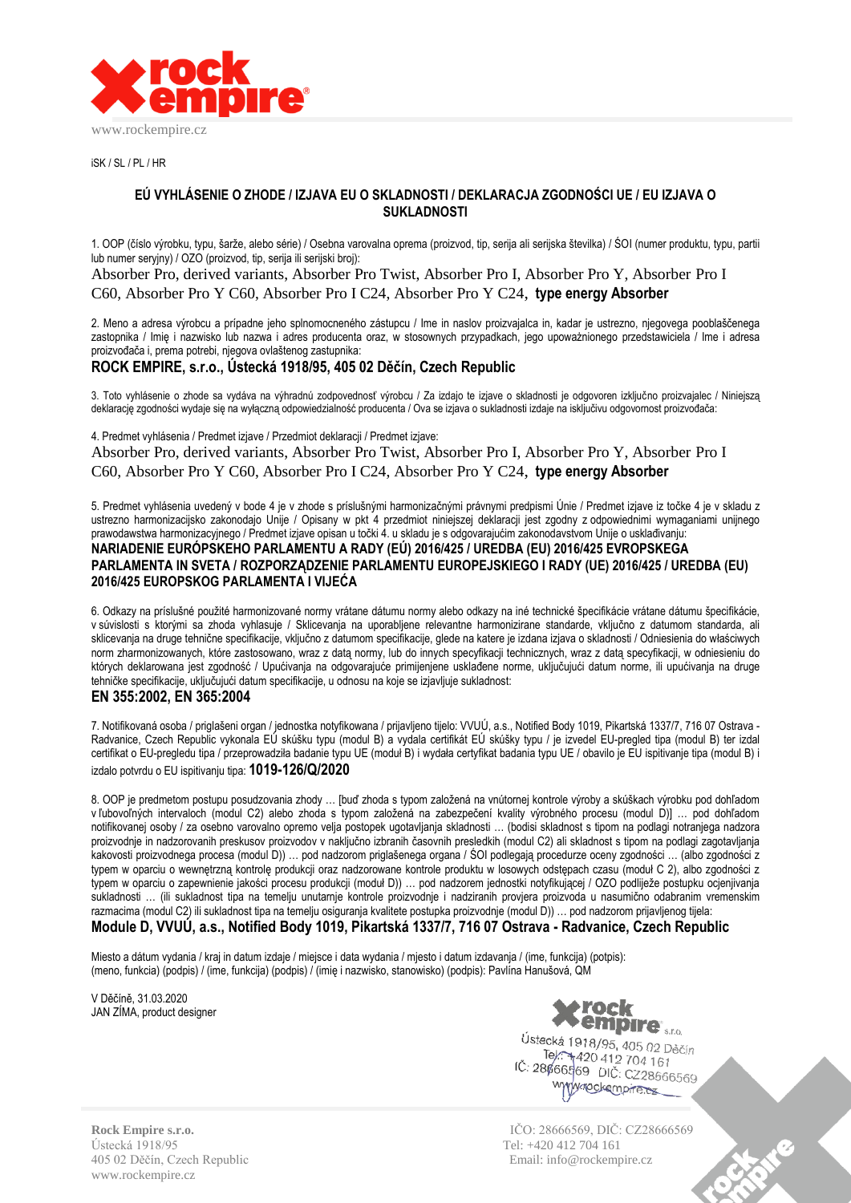iSK / SL / PL / HR

## EÚ VYHLÁSENIE O ZHODE / IZJAVA EU O SKLADNOSTI / DEKLARACJA ZGODNOŚCI UE / EU IZJAVA O SUKLADNOSTI

1. OOP (číslo výrobku, typu, šarže, alebo série) / Osebna varovalna oprema (proizvod, tip, serija ali serijska številka) / ŚOI (numer produktu, typu, partii lub numer seryjny) / OZO (proizvod, tip, serija ili serijski broj):

Absorber Pro, derived variants, Absorber Pro Twist, Absorber Pro I, Absorber Pro Y, Absorber Pro I C60, Absorber Pro Y C60, Absorber Pro I C24, Absorber Pro Y C24, **type energy Absorber**

2. Meno a adresa výrobcu a prípadne jeho splnomocneného zástupcu / Ime in naslov proizvajalca in, kadar je ustrezno, njegovega pooblaščenega zastopnika / Imię i nazwisko lub nazwa i adres producenta oraz, w stosownych przypadkach, jego upoważnionego przedstawiciela / Ime i adresa proizvođača i, prema potrebi, njegova ovlaštenog zastupnika:

**ROCK EMPIRE, s.r.o., Ústecká 1918/95, 405 02 Děčín, Czech Republic**

3. Toto vyhlásenie o zhode sa vydáva na výhradnú zodpovednosť výrobcu / Za izdajo te izjave o skladnosti je odgovoren izključno proizvajalec / Niniejszą deklarację zgodności wydaje się na wyłączną odpowiedzialność producenta / Ova se izjava o sukladnosti izdaje na isključivu odgovornost proizvođača:

4. Predmet vyhlásenia / Predmet izjave / Przedmiot deklaracji / Predmet izjave:

Absorber Pro, derived variants, Absorber Pro Twist, Absorber Pro I, Absorber Pro Y, Absorber Pro I C60, Absorber Pro Y C60, Absorber Pro I C24, Absorber Pro Y C24, **type energy Absorber**

5. Predmet vyhlásenia uvedený v bode 4 je v zhode s príslušnými harmonizačnými právnymi predpismi Únie / Predmet izjave iz točke 4 je v skladu z ustrezno harmonizacijsko zakonodajo Unije / Opisany w pkt 4 przedmiot niniejszej deklaracji jest zgodny z odpowiednimi wymaganiami unijnego prawodawstwa harmonizacyjnego / Predmet izjave opisan u točki 4. u skladu je s odgovarajućim zakonodavstvom Unije o usklađivanju:

**NARIADENIE EURÓPSKEHO PARLAMENTU A RADY (EÚ) 2016/425 / UREDBA (EU) 2016/425 EVROPSKEGA PARLAMENTA IN SVETA / ROZPORZĄDZENIE PARLAMENTU EUROPEJSKIEGO I RADY (UE) 2016/425 / UREDBA (EU) 2016/425 EUROPSKOG PARLAMENTA I VIJEĆA**

6. Odkazy na príslušné použité harmonizované normy vrátane dátumu normy alebo odkazy na iné technické špecifikácie vrátane dátumu špecifikácie, v súvislosti s ktorými sa zhoda vyhlasuje / Sklicevanja na uporabljene relevantne harmonizirane standarde, vključno z datumom standarda, ali sklicevanja na druge tehnične specifikacije, vključno z datumom specifikacije, glede na katere je izdana izjava o skladnosti / Odniesienia do właściwych norm zharmonizowanych, które zastosowano, wraz z datą normy, lub do innych specyfikacji technicznych, wraz z datą specyfikacji, w odniesieniu do których deklarowana jest zgodność / Upućivanja na odgovarajuće primijenjene usklađene norme, uključujući datum norme, ili upućivanja na druge tehničke specifikacije, uključujući datum specifikacije, u odnosu na koje se izjavljuje sukladnost:

**EN 355:2002, EN 365:2004**

7. Notifikovaná osoba / priglašeni organ / jednostka notyfikowana / prijavljeno tijelo: VVUÚ, a.s., Notified Body 1019, Pikartská 1337/7, 716 07 Ostrava - Radvanice, Czech Republic vykonala EÚ skúšku typu (modul B) a vydala certifikát EÚ skúšky typu / je izvedel EU-pregled tipa (modul B) ter izdal certifikat o EU-pregledu tipa / przeprowadziła badanie typu UE (moduł B) i wydała certyfikat badania typu UE / obavilo je EU ispitivanje tipa (modul B) i izdalo potvrdu o EU ispitivanju tipa: **1019-126/Q/2020**

8. OOP je predmetom postupu posudzovania zhody … [buď zhoda s typom založená na vnútornej kontrole výroby a skúškach výrobku pod dohľadom v ľubovoľných intervaloch (modul C2) alebo zhoda s typom založená na zabezpečení kvality výrobného procesu (modul D)] … pod dohľadom notifikovanej osoby / za osebno varovalno opremo velja postopek ugotavljanja skladnosti … (bodisi skladnost s tipom na podlagi notranjega nadzora proizvodnje in nadzorovanih preskusov proizvodov v naključno izbranih časovnih presledkih (modul C2) ali skladnost s tipom na podlagi zagotavljanja kakovosti proizvodnega procesa (modul D)) … pod nadzorom priglašenega organa / ŚOI podlegają procedurze oceny zgodności … (albo zgodności z typem w oparciu o wewnętrzną kontrolę produkcji oraz nadzorowane kontrole produktu w losowych odstępach czasu (moduł C 2), albo zgodności z typem w oparciu o zapewnienie jakości procesu produkcji (moduł D)) … pod nadzorem jednostki notyfikującej / OZO podliježe postupku ocjenjivanja sukladnosti … (ili sukladnost tipa na temelju unutarnje kontrole proizvodnje i nadziranih provjera proizvoda u nasumično odabranim vremenskim razmacima (modul C2) ili sukladnost tipa na temelju osiguranja kvalitete postupka proizvodnje (modul D)) … pod nadzorom prijavljenog tijela:

**Module D, VVUÚ, a.s., Notified Body 1019, Pikartská 1337/7, 716 07 Ostrava - Radvanice, Czech Republic**

Miesto a dátum vydania / kraj in datum izdaje / miejsce i data wydania / mjesto i datum izdavanja / (ime, funkcija) (potpis): (meno, funkcia) (podpis) / (ime, funkcija) (podpis) / (imię i nazwisko, stanowisko) (podpis): Pavlína Hanušová, QM

V Děčíně, 31.03.2020
JAN ZÍMA, product designer

rock empire s.r.o.
Ústecká 1918/95, 405 02 Děčín
Tel.: +420 412 704 161
IČ: 28666569 DIČ: CZ28666569
www.rockempire.cz

Rock Empire s.r.o.
Ústecká 1918/95
405 02 Děčín, Czech Republic
www.rockempire.cz

IČO: 28666569, DIČ: CZ28666569
Tel: +420 412 704 161
Email: info@rockempire.cz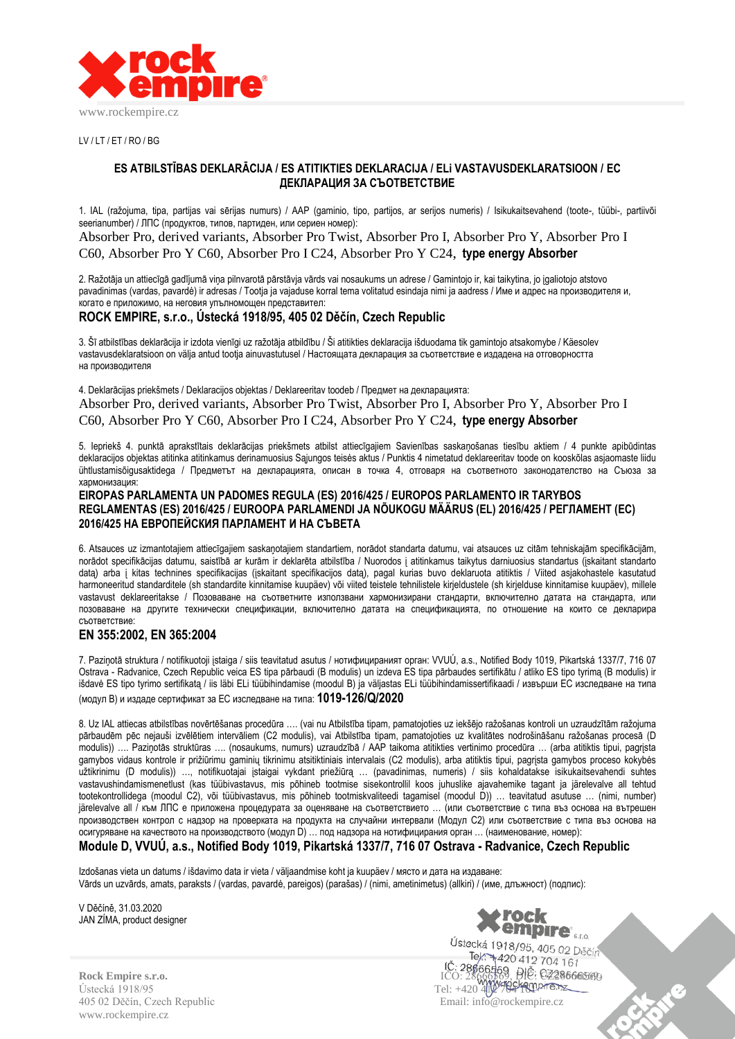LV / LT / ET / RO / BG

## ES ATBILSTĪBAS DEKLARĀCIJA / ES ATITIKTIES DEKLARACIJA / ELi VASTAVUSDEKLARATSIOON / ЕС ДЕКЛАРАЦИЯ ЗА СЪОТВЕТСТВИЕ

1. IAL (ražojuma, tipa, partijas vai sērijas numurs) / AAP (gaminio, tipo, partijos, ar serijos numeris) / Isikukaitsevahend (toote-, tüübi-, partiivõi seerianumber) / ЛПС (продуктов, типов, партиден, или сериен номер):

Absorber Pro, derived variants, Absorber Pro Twist, Absorber Pro I, Absorber Pro Y, Absorber Pro I C60, Absorber Pro Y C60, Absorber Pro I C24, Absorber Pro Y C24, **type energy Absorber**

2. Ražotāja un attiecīgā gadījumā viņa pilnvarotā pārstāvja vārds vai nosaukums un adrese / Gamintojo ir, kai taikytina, jo įgaliotojo atstovo pavadinimas (vardas, pavardė) ir adresas / Tootja ja vajaduse korral tema volitatud esindaja nimi ja aadress / Име и адрес на производителя и, когато е приложимо, на неговия упълномощен представител:

**ROCK EMPIRE, s.r.o., Ústecká 1918/95, 405 02 Děčín, Czech Republic**

3. Šī atbilstības deklarācija ir izdota vienīgi uz ražotāja atbildību / Ši atitikties deklaracija išduodama tik gamintojo atsakomybe / Käesolev vastavusdeklaratsioon on välja antud tootja ainuvastutusel / Настоящата декларация за съответствие е издадена на отговорността на производителя

4. Deklarācijas priekšmets / Deklaracijos objektas / Deklareeritav toodeb / Предмет на декларацията:

Absorber Pro, derived variants, Absorber Pro Twist, Absorber Pro I, Absorber Pro Y, Absorber Pro I C60, Absorber Pro Y C60, Absorber Pro I C24, Absorber Pro Y C24, **type energy Absorber**

5. Iepriekš 4. punktā aprakstītais deklarācijas priekšmets atbilst attiecīgajiem Savienības saskaņošanas tiesību aktiem / 4 punkte apibūdintas deklaracijos objektas atitinka atitinkamus derinamuosius Sąjungos teisės aktus / Punktis 4 nimetatud deklareeritav toode on kooskõlas asjaomaste liidu ühtlustamisõigusaktidega / Предметът на декларацията, описан в точка 4, отговаря на съответното законодателство на Съюза за хармонизация:

**EIROPAS PARLAMENTA UN PADOMES REGULA (ES) 2016/425 / EUROPOS PARLAMENTO IR TARYBOS REGLAMENTAS (ES) 2016/425 / EUROOPA PARLAMENDI JA NÕUKOGU MÄÄRUS (EL) 2016/425 / РЕГЛАМЕНТ (ЕС) 2016/425 НА ЕВРОПЕЙСКИЯ ПАРЛАМЕНТ И НА СЪВЕТА**

6. Atsauces uz izmantotajiem attiecīgajiem saskaņotajiem standartiem, norādot standarta datumu, vai atsauces uz citām tehniskajām specifikācijām, norādot specifikācijas datumu, saistībā ar kurām ir deklarēta atbilstība / Nuorodos į atitinkamus taikytus darniuosius standartus (įskaitant standarto datą) arba į kitas technines specifikacijas (įskaitant specifikacijos datą), pagal kurias buvo deklaruota atitiktis / Viited asjakohastele kasutatud harmoneeritud standarditele (sh standardite kinnitamise kuupäev) või viited teistele tehnilistele kirjeldustele (sh kirjelduse kinnitamise kuupäev), millele vastavust deklareeritakse / Позоваване на съответните използвани хармонизирани стандарти, включително датата на стандарта, или позоваване на другите технически спецификации, включително датата на спецификацията, по отношение на които се декларира съответствие:

**EN 355:2002, EN 365:2004**

7. Paziņotā struktura / notifikuotoji įstaiga / siis teavitatud asutus / нотифицираният орган: VVUÚ, a.s., Notified Body 1019, Pikartská 1337/7, 716 07 Ostrava - Radvanice, Czech Republic veica ES tipa pārbaudi (B modulis) un izdeva ES tipa pārbaudes sertifikātu / atliko ES tipo tyrimą (B modulis) ir išdavė ES tipo tyrimo sertifikatą / iis läbi ELi tüübihindamise (moodul B) ja väljastas ELi tüübihindamissertifikaadi / извърши ЕС изследване на типа (модул В) и издаде сертификат за ЕС изследване на типа: **1019-126/Q/2020**

8. Uz IAL attiecas atbilstības novērtēšanas procedūra …. (vai nu Atbilstība tipam, pamatojoties uz iekšējo ražošanas kontroli un uzraudzītām ražojuma pārbaudēm pēc nejauši izvēlētiem intervāliem (C2 modulis), vai Atbilstība tipam, pamatojoties uz kvalitātes nodrošināšanu ražošanas procesā (D modulis)) …. Paziņotās struktūras …. (nosaukums, numurs) uzraudzībā / AAP taikoma atitikties vertinimo procedūra … (arba atitiktis tipui, pagrįsta gamybos vidaus kontrole ir prižiūrimu gaminių tikrinimu atsitiktiniais intervalais (C2 modulis), arba atitiktis tipui, pagrįsta gamybos proceso kokybės užtikrinimu (D modulis)) …, notifikuotajai įstaigai vykdant priežiūrą … (pavadinimas, numeris) / siis kohaldatakse isikukaitsevahendi suhtes vastavushindamismenetlust (kas tüübivastavus, mis põhineb tootmise sisekontrollil koos juhuslike ajavahemike tagant ja järelevalve all tehtud tootekontrollidega (moodul C2), või tüübivastavus, mis põhineb tootmiskvaliteedi tagamisel (moodul D)) … teavitatud asutuse … (nimi, number) järelevalve all / към ЛПС е приложена процедурата за оценяване на съответствието … (или съответствие с типа въз основа на вътрешен производствен контрол с надзор на проверката на продукта на случайни интервали (Модул С2) или съответствие с типа въз основа на осигуряване на качеството на производството (модул D) … под надзора на нотифицирания орган … (наименование, номер):

**Module D, VVUÚ, a.s., Notified Body 1019, Pikartská 1337/7, 716 07 Ostrava - Radvanice, Czech Republic**

Izdošanas vieta un datums / išdavimo data ir vieta / väljaandmise koht ja kuupäev / място и дата на издаване:
Vārds un uzvārds, amats, paraksts / (vardas, pavardė, pareigos) (parašas) / (nimi, ametinimetus) (allkiri) / (име, длъжност) (подпис):

V Děčíně, 31.03.2020
JAN ZÍMA, product designer

Rock Empire s.r.o.
Ústecká 1918/95
405 02 Děčín, Czech Republic
www.rockempire.cz

Tel: +420 412 704 161
Email: info@rockempire.cz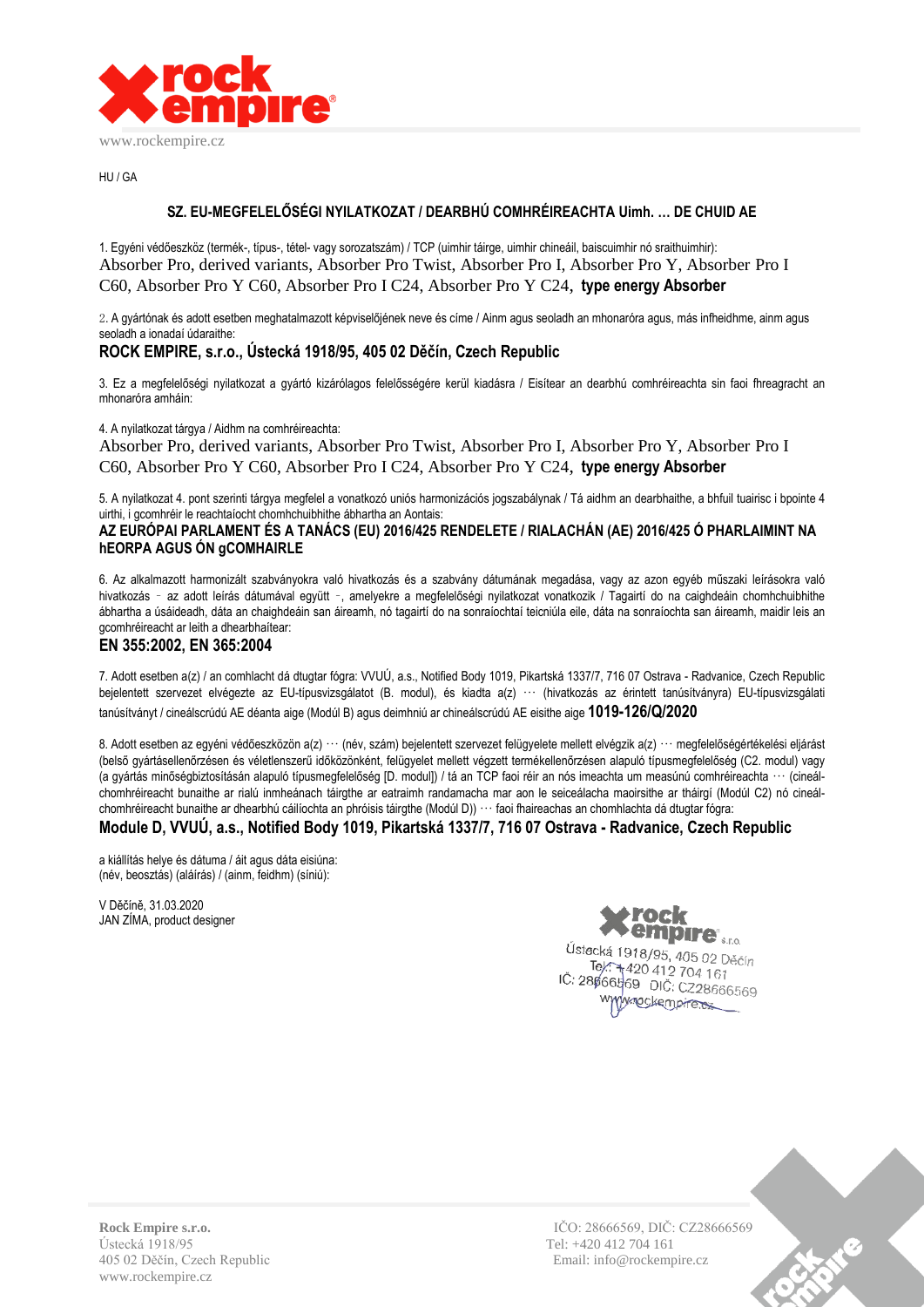www.rockempire.cz

HU / GA

## SZ. EU-MEGFELELŐSÉGI NYILATKOZAT / DEARBHÚ COMHRÉIREACHTA Uimh. … DE CHUID AE

1. Egyéni védőeszköz (termék-, típus-, tétel- vagy sorozatszám) / TCP (uimhir táirge, uimhir chineáil, baiscuimhir nó sraithuimhir):
Absorber Pro, derived variants, Absorber Pro Twist, Absorber Pro I, Absorber Pro Y, Absorber Pro I C60, Absorber Pro Y C60, Absorber Pro I C24, Absorber Pro Y C24, **type energy Absorber**

2. A gyártónak és adott esetben meghatalmazott képviselőjének neve és címe / Ainm agus seoladh an mhonaróra agus, más infheidhme, ainm agus seoladh a ionadaí údaraithe:
**ROCK EMPIRE, s.r.o., Ústecká 1918/95, 405 02 Děčín, Czech Republic**

3. Ez a megfelelőségi nyilatkozat a gyártó kizárólagos felelősségére kerül kiadásra / Eisítear an dearbhú comhréireachta sin faoi fhreagracht an mhonaróra amháin:

4. A nyilatkozat tárgya / Aidhm na comhréireachta:
Absorber Pro, derived variants, Absorber Pro Twist, Absorber Pro I, Absorber Pro Y, Absorber Pro I C60, Absorber Pro Y C60, Absorber Pro I C24, Absorber Pro Y C24, **type energy Absorber**

5. A nyilatkozat 4. pont szerinti tárgya megfelel a vonatkozó uniós harmonizációs jogszabálynak / Tá aidhm an dearbhaithe, a bhfuil tuairisc i bpointe 4 uirthi, i gcomhréir le reachtaíocht chomhchuibhithe ábhartha an Aontais:
**AZ EURÓPAI PARLAMENT ÉS A TANÁCS (EU) 2016/425 RENDELETE / RIALACHÁN (AE) 2016/425 Ó PHARLAIMINT NA hEORPA AGUS ÓN gCOMHAIRLE**

6. Az alkalmazott harmonizált szabványokra való hivatkozás és a szabvány dátumának megadása, vagy az azon egyéb műszaki leírásokra való hivatkozás ‑ az adott leírás dátumával együtt ‑, amelyekre a megfelelőségi nyilatkozat vonatkozik / Tagairtí do na caighdeáin chomhchuibhithe ábhartha a úsáideadh, dáta an chaighdeáin san áireamh, nó tagairtí do na sonraíochtaí teicniúla eile, dáta na sonraíochta san áireamh, maidir leis an gcomhréireacht ar leith a dhearbhaítear:
**EN 355:2002, EN 365:2004**

7. Adott esetben a(z) / an comhlacht dá dtugtar fógra: VVUÚ, a.s., Notified Body 1019, Pikartská 1337/7, 716 07 Ostrava - Radvanice, Czech Republic bejelentett szervezet elvégezte az EU-típusvizsgálatot (B. modul), és kiadta a(z) … (hivatkozás az érintett tanúsítványra) EU-típusvizsgálati tanúsítványt / cineálscrúdú AE déanta aige (Modúl B) agus deimhniú ar chineálscrúdú AE eisithe aige **1019-126/Q/2020**

8. Adott esetben az egyéni védőeszközön a(z) … (név, szám) bejelentett szervezet felügyelete mellett elvégzik a(z) … megfelelőségértékelési eljárást (belső gyártásellenőrzésen és véletlenszerű időközönként, felügyelet mellett végzett termékellenőrzésen alapuló típusmegfelelőség (C2. modul) vagy (a gyártás minőségbiztosításán alapuló típusmegfelelőség [D. modul]) / tá an TCP faoi réir an nós imeachta um measúnú comhréireachta … (cineál-chomhréireacht bunaithe ar rialú inmheánach táirgthe ar eatraimh randamacha mar aon le seiceálacha maoirsithe ar tháirgí (Modúl C2) nó cineál-chomhréireacht bunaithe ar dhearbhú cáilíochta an phróisis táirgthe (Modúl D)) … faoi fhaireachas an chomhlachta dá dtugtar fógra:
**Module D, VVUÚ, a.s., Notified Body 1019, Pikartská 1337/7, 716 07 Ostrava - Radvanice, Czech Republic**

a kiállítás helye és dátuma / áit agus dáta eisiúna:
(név, beosztás) (aláírás) / (ainm, feidhm) (síniú):

V Děčíně, 31.03.2020
JAN ZÍMA, product designer

rock empire s.r.o.
Ústecká 1918/95, 405 02 Děčín
Tel.: +420 412 704 161
IČ: 28666569 DIČ: CZ28666569
www.rockempire.cz

**Rock Empire s.r.o.**
Ústecká 1918/95
405 02 Děčín, Czech Republic
www.rockempire.cz

IČO: 28666569, DIČ: CZ28666569
Tel: +420 412 704 161
Email: info@rockempire.cz